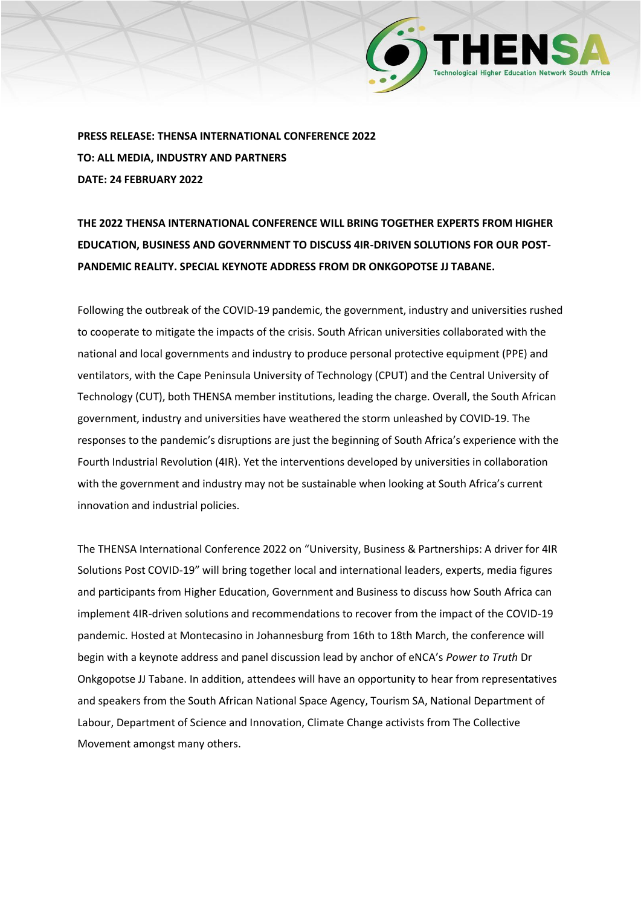**PRESS RELEASE: THENSA INTERNATIONAL CONFERENCE 2022**
**TO: ALL MEDIA, INDUSTRY AND PARTNERS**
**DATE: 24 FEBRUARY 2022**

**THE 2022 THENSA INTERNATIONAL CONFERENCE WILL BRING TOGETHER EXPERTS FROM HIGHER EDUCATION, BUSINESS AND GOVERNMENT TO DISCUSS 4IR-DRIVEN SOLUTIONS FOR OUR POST-PANDEMIC REALITY. SPECIAL KEYNOTE ADDRESS FROM DR ONKGOPOTSE JJ TABANE.**

Following the outbreak of the COVID-19 pandemic, the government, industry and universities rushed to cooperate to mitigate the impacts of the crisis. South African universities collaborated with the national and local governments and industry to produce personal protective equipment (PPE) and ventilators, with the Cape Peninsula University of Technology (CPUT) and the Central University of Technology (CUT), both THENSA member institutions, leading the charge. Overall, the South African government, industry and universities have weathered the storm unleashed by COVID-19. The responses to the pandemic's disruptions are just the beginning of South Africa's experience with the Fourth Industrial Revolution (4IR). Yet the interventions developed by universities in collaboration with the government and industry may not be sustainable when looking at South Africa's current innovation and industrial policies.

The THENSA International Conference 2022 on "University, Business & Partnerships: A driver for 4IR Solutions Post COVID-19" will bring together local and international leaders, experts, media figures and participants from Higher Education, Government and Business to discuss how South Africa can implement 4IR-driven solutions and recommendations to recover from the impact of the COVID-19 pandemic. Hosted at Montecasino in Johannesburg from 16th to 18th March, the conference will begin with a keynote address and panel discussion lead by anchor of eNCA's *Power to Truth* Dr Onkgopotse JJ Tabane. In addition, attendees will have an opportunity to hear from representatives and speakers from the South African National Space Agency, Tourism SA, National Department of Labour, Department of Science and Innovation, Climate Change activists from The Collective Movement amongst many others.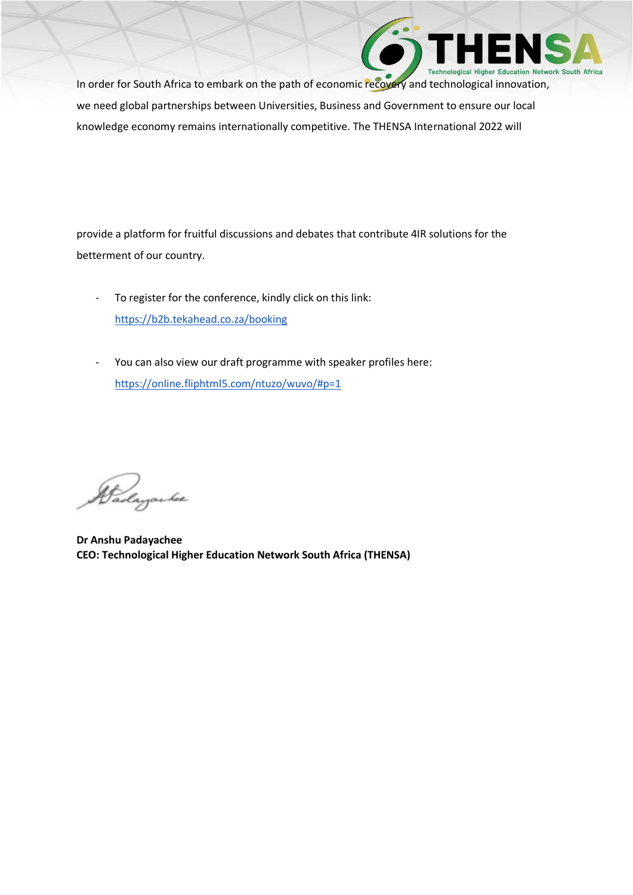In order for South Africa to embark on the path of economic recovery and technological innovation, we need global partnerships between Universities, Business and Government to ensure our local knowledge economy remains internationally competitive. The THENSA International 2022 will provide a platform for fruitful discussions and debates that contribute 4IR solutions for the betterment of our country.

- To register for the conference, kindly click on this link: [https://b2b.tekahead.co.za/booking](https://b2b.tekahead.co.za/booking)
- You can also view our draft programme with speaker profiles here: [https://online.fliphtml5.com/ntuzo/wuvo/#p=1](https://online.fliphtml5.com/ntuzo/wuvo/#p=1)

**Dr Anshu Padayachee**
**CEO: Technological Higher Education Network South Africa (THENSA)**